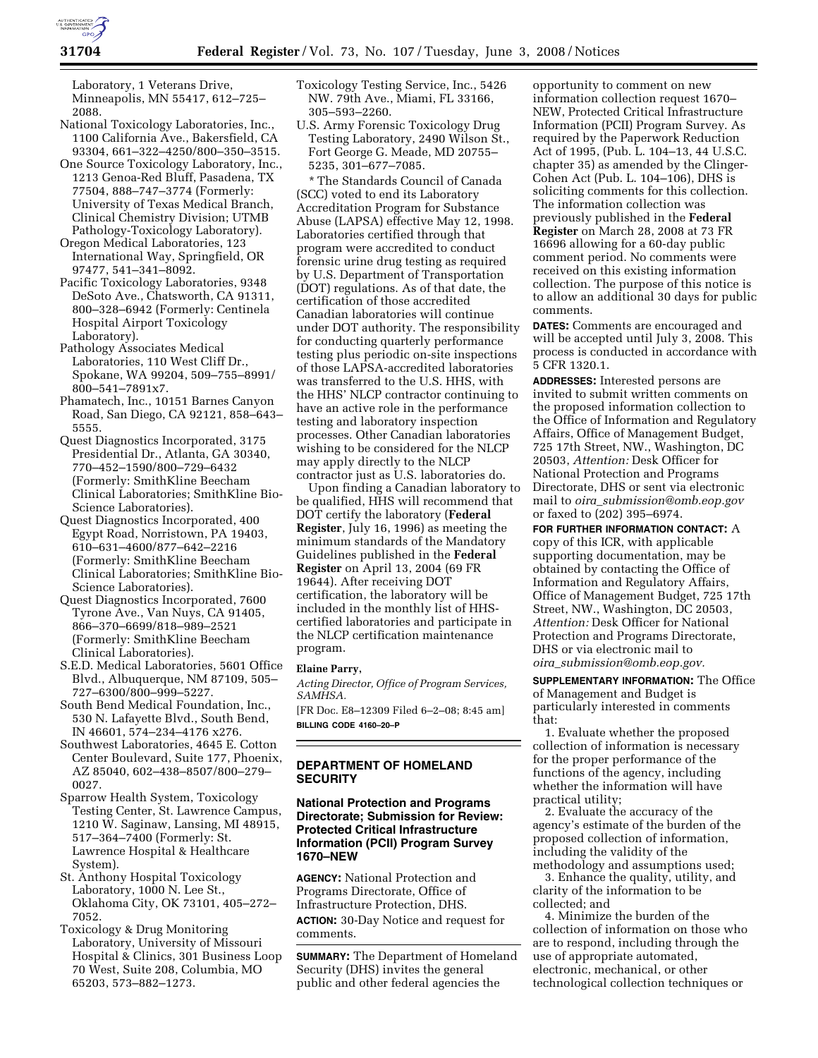Laboratory, 1 Veterans Drive, Minneapolis, MN 55417, 612–725–2088.

National Toxicology Laboratories, Inc., 1100 California Ave., Bakersfield, CA 93304, 661–322–4250/800–350–3515.

One Source Toxicology Laboratory, Inc., 1213 Genoa-Red Bluff, Pasadena, TX 77504, 888–747–3774 (Formerly: University of Texas Medical Branch, Clinical Chemistry Division; UTMB Pathology-Toxicology Laboratory).

Oregon Medical Laboratories, 123 International Way, Springfield, OR 97477, 541–341–8092.

Pacific Toxicology Laboratories, 9348 DeSoto Ave., Chatsworth, CA 91311, 800–328–6942 (Formerly: Centinela Hospital Airport Toxicology Laboratory).

Pathology Associates Medical Laboratories, 110 West Cliff Dr., Spokane, WA 99204, 509–755–8991/800–541–7891x7.

Phamatech, Inc., 10151 Barnes Canyon Road, San Diego, CA 92121, 858–643–5555.

Quest Diagnostics Incorporated, 3175 Presidential Dr., Atlanta, GA 30340, 770–452–1590/800–729–6432 (Formerly: SmithKline Beecham Clinical Laboratories; SmithKline Bio-Science Laboratories).

Quest Diagnostics Incorporated, 400 Egypt Road, Norristown, PA 19403, 610–631–4600/877–642–2216 (Formerly: SmithKline Beecham Clinical Laboratories; SmithKline Bio-Science Laboratories).

Quest Diagnostics Incorporated, 7600 Tyrone Ave., Van Nuys, CA 91405, 866–370–6699/818–989–2521 (Formerly: SmithKline Beecham Clinical Laboratories).

S.E.D. Medical Laboratories, 5601 Office Blvd., Albuquerque, NM 87109, 505–727–6300/800–999–5227.

South Bend Medical Foundation, Inc., 530 N. Lafayette Blvd., South Bend, IN 46601, 574–234–4176 x276.

Southwest Laboratories, 4645 E. Cotton Center Boulevard, Suite 177, Phoenix, AZ 85040, 602–438–8507/800–279–0027.

Sparrow Health System, Toxicology Testing Center, St. Lawrence Campus, 1210 W. Saginaw, Lansing, MI 48915, 517–364–7400 (Formerly: St. Lawrence Hospital & Healthcare System).

St. Anthony Hospital Toxicology Laboratory, 1000 N. Lee St., Oklahoma City, OK 73101, 405–272–7052.

Toxicology & Drug Monitoring Laboratory, University of Missouri Hospital & Clinics, 301 Business Loop 70 West, Suite 208, Columbia, MO 65203, 573–882–1273.

Toxicology Testing Service, Inc., 5426 NW. 79th Ave., Miami, FL 33166, 305–593–2260.

U.S. Army Forensic Toxicology Drug Testing Laboratory, 2490 Wilson St., Fort George G. Meade, MD 20755–5235, 301–677–7085.

* The Standards Council of Canada (SCC) voted to end its Laboratory Accreditation Program for Substance Abuse (LAPSA) effective May 12, 1998. Laboratories certified through that program were accredited to conduct forensic urine drug testing as required by U.S. Department of Transportation (DOT) regulations. As of that date, the certification of those accredited Canadian laboratories will continue under DOT authority. The responsibility for conducting quarterly performance testing plus periodic on-site inspections of those LAPSA-accredited laboratories was transferred to the U.S. HHS, with the HHS' NLCP contractor continuing to have an active role in the performance testing and laboratory inspection processes. Other Canadian laboratories wishing to be considered for the NLCP may apply directly to the NLCP contractor just as U.S. laboratories do.

Upon finding a Canadian laboratory to be qualified, HHS will recommend that DOT certify the laboratory (**Federal Register**, July 16, 1996) as meeting the minimum standards of the Mandatory Guidelines published in the **Federal Register** on April 13, 2004 (69 FR 19644). After receiving DOT certification, the laboratory will be included in the monthly list of HHS-certified laboratories and participate in the NLCP certification maintenance program.

**Elaine Parry,**

*Acting Director, Office of Program Services, SAMHSA.*

[FR Doc. E8–12309 Filed 6–2–08; 8:45 am]

**BILLING CODE 4160–20–P**

## DEPARTMENT OF HOMELAND SECURITY

### National Protection and Programs Directorate; Submission for Review: Protected Critical Infrastructure Information (PCII) Program Survey 1670–NEW

**AGENCY:** National Protection and Programs Directorate, Office of Infrastructure Protection, DHS.

**ACTION:** 30-Day Notice and request for comments.

**SUMMARY:** The Department of Homeland Security (DHS) invites the general public and other federal agencies the opportunity to comment on new information collection request 1670–NEW, Protected Critical Infrastructure Information (PCII) Program Survey. As required by the Paperwork Reduction Act of 1995, (Pub. L. 104–13, 44 U.S.C. chapter 35) as amended by the Clinger-Cohen Act (Pub. L. 104–106), DHS is soliciting comments for this collection. The information collection was previously published in the **Federal Register** on March 28, 2008 at 73 FR 16696 allowing for a 60-day public comment period. No comments were received on this existing information collection. The purpose of this notice is to allow an additional 30 days for public comments.

**DATES:** Comments are encouraged and will be accepted until July 3, 2008. This process is conducted in accordance with 5 CFR 1320.1.

**ADDRESSES:** Interested persons are invited to submit written comments on the proposed information collection to the Office of Information and Regulatory Affairs, Office of Management Budget, 725 17th Street, NW., Washington, DC 20503, *Attention:* Desk Officer for National Protection and Programs Directorate, DHS or sent via electronic mail to *oira_submission@omb.eop.gov* or faxed to (202) 395–6974.

**FOR FURTHER INFORMATION CONTACT:** A copy of this ICR, with applicable supporting documentation, may be obtained by contacting the Office of Information and Regulatory Affairs, Office of Management Budget, 725 17th Street, NW., Washington, DC 20503, *Attention:* Desk Officer for National Protection and Programs Directorate, DHS or via electronic mail to *oira_submission@omb.eop.gov.*

**SUPPLEMENTARY INFORMATION:** The Office of Management and Budget is particularly interested in comments that:

1. Evaluate whether the proposed collection of information is necessary for the proper performance of the functions of the agency, including whether the information will have practical utility;

2. Evaluate the accuracy of the agency's estimate of the burden of the proposed collection of information, including the validity of the methodology and assumptions used;

3. Enhance the quality, utility, and clarity of the information to be collected; and

4. Minimize the burden of the collection of information on those who are to respond, including through the use of appropriate automated, electronic, mechanical, or other technological collection techniques or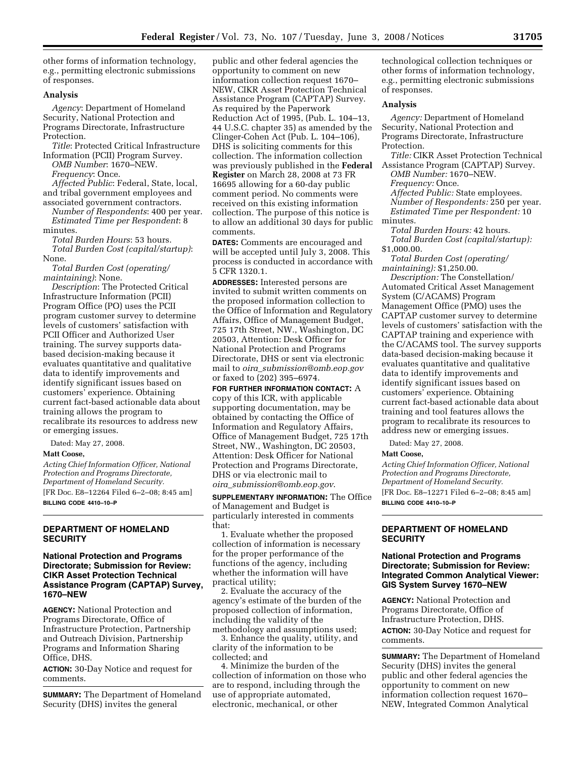other forms of information technology, e.g., permitting electronic submissions of responses.

**Analysis**

*Agency*: Department of Homeland Security, National Protection and Programs Directorate, Infrastructure Protection.

*Title*: Protected Critical Infrastructure Information (PCII) Program Survey.

*OMB Number*: 1670–NEW.

*Frequency*: Once.

*Affected Public*: Federal, State, local, and tribal government employees and associated government contractors.

*Number of Respondents*: 400 per year.

*Estimated Time per Respondent*: 8 minutes.

*Total Burden Hours*: 53 hours.

*Total Burden Cost (capital/startup)*: None.

*Total Burden Cost (operating/maintaining)*: None.

*Description*: The Protected Critical Infrastructure Information (PCII) Program Office (PO) uses the PCII program customer survey to determine levels of customers' satisfaction with PCII Officer and Authorized User training. The survey supports data-based decision-making because it evaluates quantitative and qualitative data to identify improvements and identify significant issues based on customers' experience. Obtaining current fact-based actionable data about training allows the program to recalibrate its resources to address new or emerging issues.

Dated: May 27, 2008.

**Matt Coose,**

*Acting Chief Information Officer, National Protection and Programs Directorate, Department of Homeland Security.*

[FR Doc. E8–12264 Filed 6–2–08; 8:45 am]

**BILLING CODE 4410–10–P**

## DEPARTMENT OF HOMELAND SECURITY

### National Protection and Programs Directorate; Submission for Review: CIKR Asset Protection Technical Assistance Program (CAPTAP) Survey, 1670–NEW

**AGENCY:** National Protection and Programs Directorate, Office of Infrastructure Protection, Partnership and Outreach Division, Partnership Programs and Information Sharing Office, DHS.

**ACTION:** 30-Day Notice and request for comments.

**SUMMARY:** The Department of Homeland Security (DHS) invites the general public and other federal agencies the opportunity to comment on new information collection request 1670–NEW, CIKR Asset Protection Technical Assistance Program (CAPTAP) Survey. As required by the Paperwork Reduction Act of 1995, (Pub. L. 104–13, 44 U.S.C. chapter 35) as amended by the Clinger-Cohen Act (Pub. L. 104–106), DHS is soliciting comments for this collection. The information collection was previously published in the **Federal Register** on March 28, 2008 at 73 FR 16695 allowing for a 60-day public comment period. No comments were received on this existing information collection. The purpose of this notice is to allow an additional 30 days for public comments.

**DATES:** Comments are encouraged and will be accepted until July 3, 2008. This process is conducted in accordance with 5 CFR 1320.1.

**ADDRESSES:** Interested persons are invited to submit written comments on the proposed information collection to the Office of Information and Regulatory Affairs, Office of Management Budget, 725 17th Street, NW., Washington, DC 20503, Attention: Desk Officer for National Protection and Programs Directorate, DHS or sent via electronic mail to *oira_submission@omb.eop.gov* or faxed to (202) 395–6974.

**FOR FURTHER INFORMATION CONTACT:** A copy of this ICR, with applicable supporting documentation, may be obtained by contacting the Office of Information and Regulatory Affairs, Office of Management Budget, 725 17th Street, NW., Washington, DC 20503, Attention: Desk Officer for National Protection and Programs Directorate, DHS or via electronic mail to *oira_submission@omb.eop.gov*.

**SUPPLEMENTARY INFORMATION:** The Office of Management and Budget is particularly interested in comments that:

1. Evaluate whether the proposed collection of information is necessary for the proper performance of the functions of the agency, including whether the information will have practical utility;

2. Evaluate the accuracy of the agency's estimate of the burden of the proposed collection of information, including the validity of the methodology and assumptions used;

3. Enhance the quality, utility, and clarity of the information to be collected; and

4. Minimize the burden of the collection of information on those who are to respond, including through the use of appropriate automated, electronic, mechanical, or other technological collection techniques or other forms of information technology, e.g., permitting electronic submissions of responses.

**Analysis**

*Agency:* Department of Homeland Security, National Protection and Programs Directorate, Infrastructure Protection.

*Title:* CIKR Asset Protection Technical Assistance Program (CAPTAP) Survey.

*OMB Number:* 1670–NEW.

*Frequency:* Once.

*Affected Public:* State employees.

*Number of Respondents:* 250 per year.

*Estimated Time per Respondent:* 10 minutes.

*Total Burden Hours:* 42 hours.

*Total Burden Cost (capital/startup):* $1,000.00.

*Total Burden Cost (operating/maintaining):* $1,250.00.

*Description:* The Constellation/Automated Critical Asset Management System (C/ACAMS) Program Management Office (PMO) uses the CAPTAP customer survey to determine levels of customers' satisfaction with the CAPTAP training and experience with the C/ACAMS tool. The survey supports data-based decision-making because it evaluates quantitative and qualitative data to identify improvements and identify significant issues based on customers' experience. Obtaining current fact-based actionable data about training and tool features allows the program to recalibrate its resources to address new or emerging issues.

Dated: May 27, 2008.

**Matt Coose,**

*Acting Chief Information Officer, National Protection and Programs Directorate, Department of Homeland Security.*

[FR Doc. E8–12271 Filed 6–2–08; 8:45 am]

**BILLING CODE 4410–10–P**

## DEPARTMENT OF HOMELAND SECURITY

### National Protection and Programs Directorate; Submission for Review: Integrated Common Analytical Viewer: GIS System Survey 1670–NEW

**AGENCY:** National Protection and Programs Directorate, Office of Infrastructure Protection, DHS.

**ACTION:** 30-Day Notice and request for comments.

**SUMMARY:** The Department of Homeland Security (DHS) invites the general public and other federal agencies the opportunity to comment on new information collection request 1670–NEW, Integrated Common Analytical